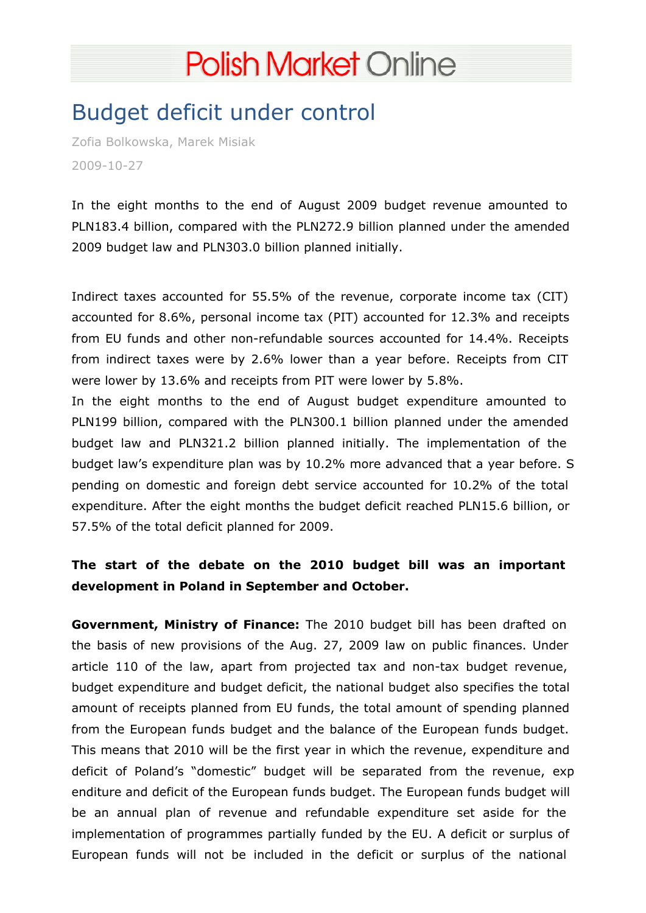# Polish Market Online

## Budget deficit under control

Zofia Bolkowska, Marek Misiak

2009-10-27

In the eight months to the end of August 2009 budget revenue amounted to PLN183.4 billion, compared with the PLN272.9 billion planned under the amended 2009 budget law and PLN303.0 billion planned initially.

Indirect taxes accounted for 55.5% of the revenue, corporate income tax (CIT) accounted for 8.6%, personal income tax (PIT) accounted for 12.3% and receipts from EU funds and other non-refundable sources accounted for 14.4%. Receipts from indirect taxes were by 2.6% lower than a year before. Receipts from CIT were lower by 13.6% and receipts from PIT were lower by 5.8%.

In the eight months to the end of August budget expenditure amounted to PLN199 billion, compared with the PLN300.1 billion planned under the amended budget law and PLN321.2 billion planned initially. The implementation of the budget law's expenditure plan was by 10.2% more advanced that a year before. Spending on domestic and foreign debt service accounted for 10.2% of the total expenditure. After the eight months the budget deficit reached PLN15.6 billion, or 57.5% of the total deficit planned for 2009.

**The start of the debate on the 2010 budget bill was an important development in Poland in September and October.**

**Government, Ministry of Finance:** The 2010 budget bill has been drafted on the basis of new provisions of the Aug. 27, 2009 law on public finances. Under article 110 of the law, apart from projected tax and non-tax budget revenue, budget expenditure and budget deficit, the national budget also specifies the total amount of receipts planned from EU funds, the total amount of spending planned from the European funds budget and the balance of the European funds budget. This means that 2010 will be the first year in which the revenue, expenditure and deficit of Poland's "domestic" budget will be separated from the revenue, expenditure and deficit of the European funds budget. The European funds budget will be an annual plan of revenue and refundable expenditure set aside for the implementation of programmes partially funded by the EU. A deficit or surplus of European funds will not be included in the deficit or surplus of the national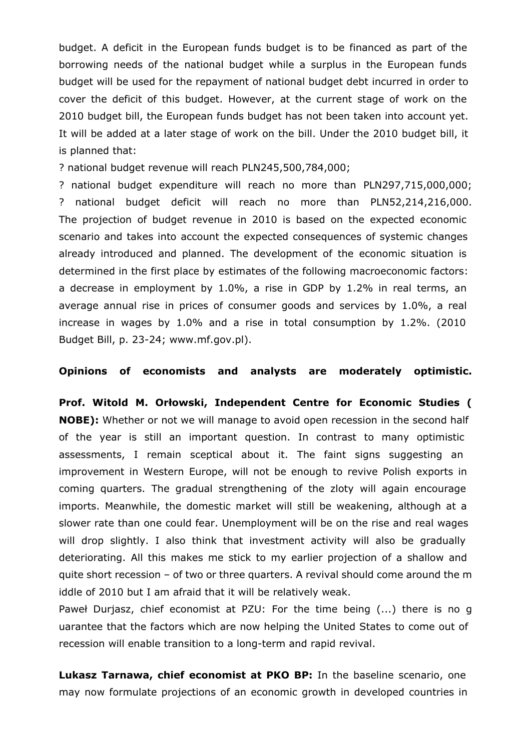budget. A deficit in the European funds budget is to be financed as part of the borrowing needs of the national budget while a surplus in the European funds budget will be used for the repayment of national budget debt incurred in order to cover the deficit of this budget. However, at the current stage of work on the 2010 budget bill, the European funds budget has not been taken into account yet. It will be added at a later stage of work on the bill. Under the 2010 budget bill, it is planned that:

? national budget revenue will reach PLN245,500,784,000;

? national budget expenditure will reach no more than PLN297,715,000,000;

? national budget deficit will reach no more than PLN52,214,216,000. The projection of budget revenue in 2010 is based on the expected economic scenario and takes into account the expected consequences of systemic changes already introduced and planned. The development of the economic situation is determined in the first place by estimates of the following macroeconomic factors: a decrease in employment by 1.0%, a rise in GDP by 1.2% in real terms, an average annual rise in prices of consumer goods and services by 1.0%, a real increase in wages by 1.0% and a rise in total consumption by 1.2%. (2010 Budget Bill, p. 23-24; www.mf.gov.pl).

**Opinions of economists and analysts are moderately optimistic.**

**Prof. Witold M. Orłowski, Independent Centre for Economic Studies ( NOBE):** Whether or not we will manage to avoid open recession in the second half of the year is still an important question. In contrast to many optimistic assessments, I remain sceptical about it. The faint signs suggesting an improvement in Western Europe, will not be enough to revive Polish exports in coming quarters. The gradual strengthening of the zloty will again encourage imports. Meanwhile, the domestic market will still be weakening, although at a slower rate than one could fear. Unemployment will be on the rise and real wages will drop slightly. I also think that investment activity will also be gradually deteriorating. All this makes me stick to my earlier projection of a shallow and quite short recession – of two or three quarters. A revival should come around the middle of 2010 but I am afraid that it will be relatively weak.

Paweł Durjasz, chief economist at PZU: For the time being (...) there is no guarantee that the factors which are now helping the United States to come out of recession will enable transition to a long-term and rapid revival.

**Lukasz Tarnawa, chief economist at PKO BP:** In the baseline scenario, one may now formulate projections of an economic growth in developed countries in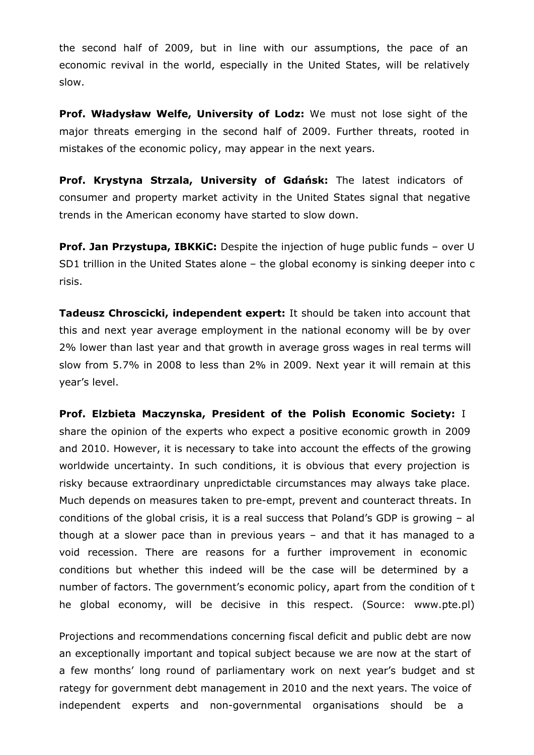the second half of 2009, but in line with our assumptions, the pace of an economic revival in the world, especially in the United States, will be relatively slow.

**Prof. Władysław Welfe, University of Lodz:** We must not lose sight of the major threats emerging in the second half of 2009. Further threats, rooted in mistakes of the economic policy, may appear in the next years.

**Prof. Krystyna Strzala, University of Gdańsk:** The latest indicators of consumer and property market activity in the United States signal that negative trends in the American economy have started to slow down.

**Prof. Jan Przystupa, IBKKiC:** Despite the injection of huge public funds – over USD1 trillion in the United States alone – the global economy is sinking deeper into crisis.

**Tadeusz Chroscicki, independent expert:** It should be taken into account that this and next year average employment in the national economy will be by over 2% lower than last year and that growth in average gross wages in real terms will slow from 5.7% in 2008 to less than 2% in 2009. Next year it will remain at this year's level.

**Prof. Elzbieta Maczynska, President of the Polish Economic Society:** I share the opinion of the experts who expect a positive economic growth in 2009 and 2010. However, it is necessary to take into account the effects of the growing worldwide uncertainty. In such conditions, it is obvious that every projection is risky because extraordinary unpredictable circumstances may always take place. Much depends on measures taken to pre-empt, prevent and counteract threats. In conditions of the global crisis, it is a real success that Poland's GDP is growing – although at a slower pace than in previous years – and that it has managed to avoid recession. There are reasons for a further improvement in economic conditions but whether this indeed will be the case will be determined by a number of factors. The government's economic policy, apart from the condition of the global economy, will be decisive in this respect. (Source: www.pte.pl)

Projections and recommendations concerning fiscal deficit and public debt are now an exceptionally important and topical subject because we are now at the start of a few months' long round of parliamentary work on next year's budget and strategy for government debt management in 2010 and the next years. The voice of independent experts and non-governmental organisations should be a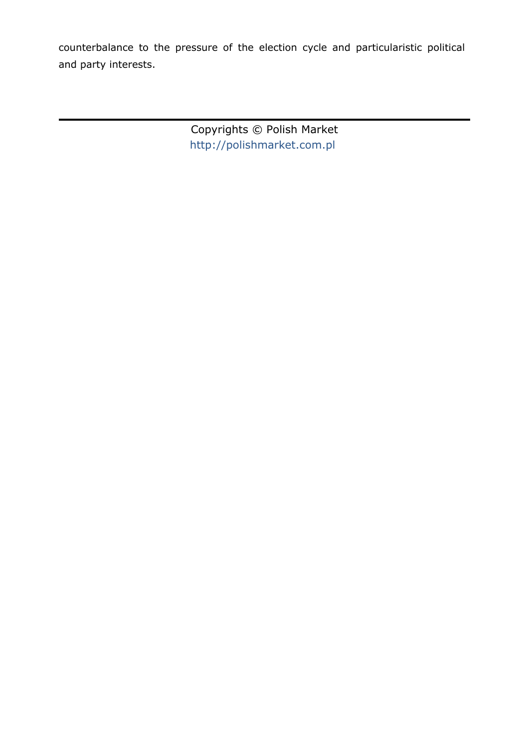counterbalance to the pressure of the election cycle and particularistic political and party interests.

---

Copyrights © Polish Market
http://polishmarket.com.pl